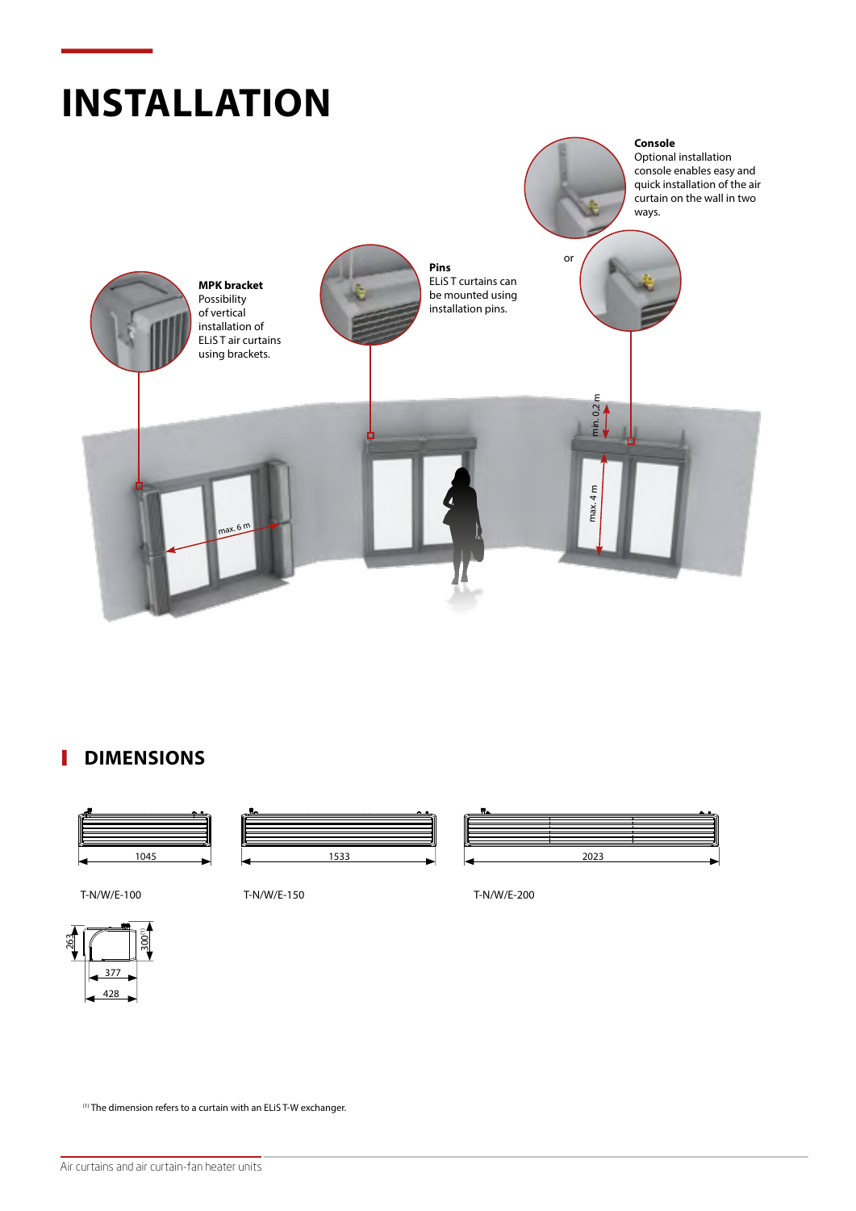# INSTALLATION

**Console**
Optional installation console enables easy and quick installation of the air curtain on the wall in two ways.

or

**Pins**
ELiS T curtains can be mounted using installation pins.

**MPK bracket**
Possibility of vertical installation of ELiS T air curtains using brackets.

max. 6 m

min. 0,2 m

max. 4 m

## DIMENSIONS

1045 — T-N/W/E-100

1533 — T-N/W/E-150

2023 — T-N/W/E-200

263

300[(1)]

377

428

[(1)] The dimension refers to a curtain with an ELiS T-W exchanger.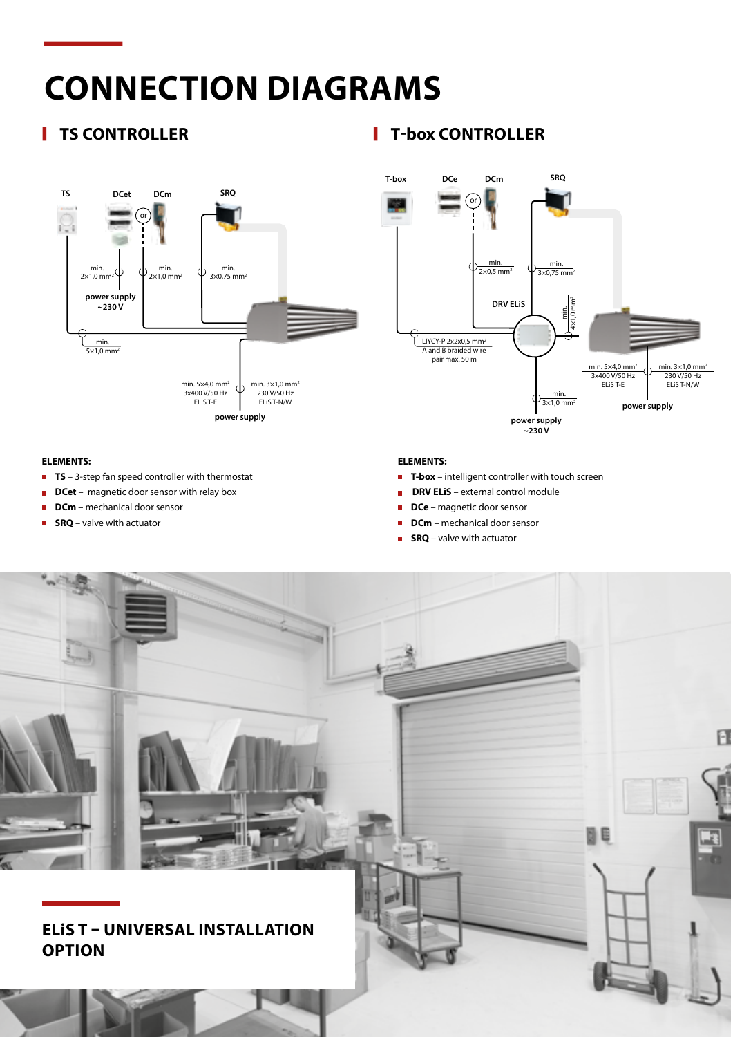# CONNECTION DIAGRAMS

## TS CONTROLLER

**ELEMENTS:**

- **TS** – 3-step fan speed controller with thermostat
- **DCet** – magnetic door sensor with relay box
- **DCm** – mechanical door sensor
- **SRQ** – valve with actuator

## T-box CONTROLLER

**ELEMENTS:**

- **T-box** – intelligent controller with touch screen
- **DRV ELiS** – external control module
- **DCe** – magnetic door sensor
- **DCm** – mechanical door sensor
- **SRQ** – valve with actuator

## ELiS T – UNIVERSAL INSTALLATION OPTION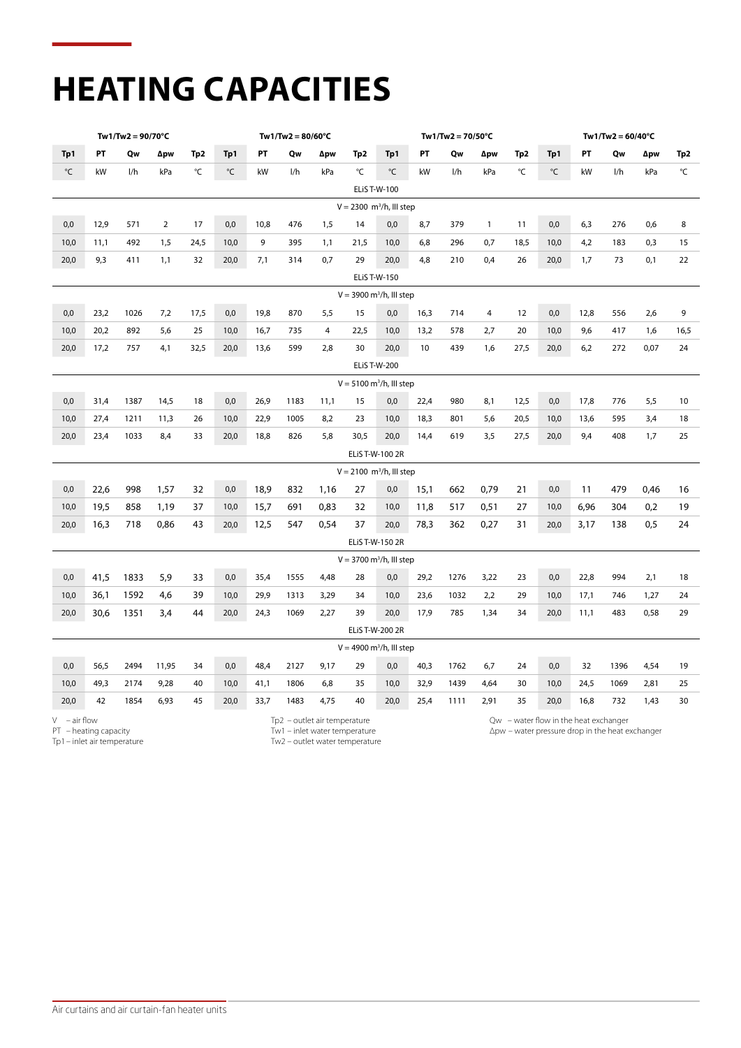# HEATING CAPACITIES

| Tw1/Tw2 = 90/70°C | | | | | Tw1/Tw2 = 80/60°C | | | | | Tw1/Tw2 = 70/50°C | | | | | Tw1/Tw2 = 60/40°C | | | | |
|---|---|---|---|---|---|---|---|---|---|---|---|---|---|---|---|---|---|---|---|
| Tp1 | PT | Qw | Δpw | Tp2 | Tp1 | PT | Qw | Δpw | Tp2 | Tp1 | PT | Qw | Δpw | Tp2 | Tp1 | PT | Qw | Δpw | Tp2 |
| °C | kW | l/h | kPa | °C | °C | kW | l/h | kPa | °C | °C | kW | l/h | kPa | °C | °C | kW | l/h | kPa | °C |
| ELiS T-W-100 | | | | | | | | | | | | | | | | | | | |
| V = 2300 m³/h, III step | | | | | | | | | | | | | | | | | | | |
| 0,0 | 12,9 | 571 | 2 | 17 | 0,0 | 10,8 | 476 | 1,5 | 14 | 0,0 | 8,7 | 379 | 1 | 11 | 0,0 | 6,3 | 276 | 0,6 | 8 |
| 10,0 | 11,1 | 492 | 1,5 | 24,5 | 10,0 | 9 | 395 | 1,1 | 21,5 | 10,0 | 6,8 | 296 | 0,7 | 18,5 | 10,0 | 4,2 | 183 | 0,3 | 15 |
| 20,0 | 9,3 | 411 | 1,1 | 32 | 20,0 | 7,1 | 314 | 0,7 | 29 | 20,0 | 4,8 | 210 | 0,4 | 26 | 20,0 | 1,7 | 73 | 0,1 | 22 |
| ELiS T-W-150 | | | | | | | | | | | | | | | | | | | |
| V = 3900 m³/h, III step | | | | | | | | | | | | | | | | | | | |
| 0,0 | 23,2 | 1026 | 7,2 | 17,5 | 0,0 | 19,8 | 870 | 5,5 | 15 | 0,0 | 16,3 | 714 | 4 | 12 | 0,0 | 12,8 | 556 | 2,6 | 9 |
| 10,0 | 20,2 | 892 | 5,6 | 25 | 10,0 | 16,7 | 735 | 4 | 22,5 | 10,0 | 13,2 | 578 | 2,7 | 20 | 10,0 | 9,6 | 417 | 1,6 | 16,5 |
| 20,0 | 17,2 | 757 | 4,1 | 32,5 | 20,0 | 13,6 | 599 | 2,8 | 30 | 20,0 | 10 | 439 | 1,6 | 27,5 | 20,0 | 6,2 | 272 | 0,07 | 24 |
| ELiS T-W-200 | | | | | | | | | | | | | | | | | | | |
| V = 5100 m³/h, III step | | | | | | | | | | | | | | | | | | | |
| 0,0 | 31,4 | 1387 | 14,5 | 18 | 0,0 | 26,9 | 1183 | 11,1 | 15 | 0,0 | 22,4 | 980 | 8,1 | 12,5 | 0,0 | 17,8 | 776 | 5,5 | 10 |
| 10,0 | 27,4 | 1211 | 11,3 | 26 | 10,0 | 22,9 | 1005 | 8,2 | 23 | 10,0 | 18,3 | 801 | 5,6 | 20,5 | 10,0 | 13,6 | 595 | 3,4 | 18 |
| 20,0 | 23,4 | 1033 | 8,4 | 33 | 20,0 | 18,8 | 826 | 5,8 | 30,5 | 20,0 | 14,4 | 619 | 3,5 | 27,5 | 20,0 | 9,4 | 408 | 1,7 | 25 |
| ELiS T-W-100 2R | | | | | | | | | | | | | | | | | | | |
| V = 2100 m³/h, III step | | | | | | | | | | | | | | | | | | | |
| 0,0 | 22,6 | 998 | 1,57 | 32 | 0,0 | 18,9 | 832 | 1,16 | 27 | 0,0 | 15,1 | 662 | 0,79 | 21 | 0,0 | 11 | 479 | 0,46 | 16 |
| 10,0 | 19,5 | 858 | 1,19 | 37 | 10,0 | 15,7 | 691 | 0,83 | 32 | 10,0 | 11,8 | 517 | 0,51 | 27 | 10,0 | 6,96 | 304 | 0,2 | 19 |
| 20,0 | 16,3 | 718 | 0,86 | 43 | 20,0 | 12,5 | 547 | 0,54 | 37 | 20,0 | 78,3 | 362 | 0,27 | 31 | 20,0 | 3,17 | 138 | 0,5 | 24 |
| ELiS T-W-150 2R | | | | | | | | | | | | | | | | | | | |
| V = 3700 m³/h, III step | | | | | | | | | | | | | | | | | | | |
| 0,0 | 41,5 | 1833 | 5,9 | 33 | 0,0 | 35,4 | 1555 | 4,48 | 28 | 0,0 | 29,2 | 1276 | 3,22 | 23 | 0,0 | 22,8 | 994 | 2,1 | 18 |
| 10,0 | 36,1 | 1592 | 4,6 | 39 | 10,0 | 29,9 | 1313 | 3,29 | 34 | 10,0 | 23,6 | 1032 | 2,2 | 29 | 10,0 | 17,1 | 746 | 1,27 | 24 |
| 20,0 | 30,6 | 1351 | 3,4 | 44 | 20,0 | 24,3 | 1069 | 2,27 | 39 | 20,0 | 17,9 | 785 | 1,34 | 34 | 20,0 | 11,1 | 483 | 0,58 | 29 |
| ELiS T-W-200 2R | | | | | | | | | | | | | | | | | | | |
| V = 4900 m³/h, III step | | | | | | | | | | | | | | | | | | | |
| 0,0 | 56,5 | 2494 | 11,95 | 34 | 0,0 | 48,4 | 2127 | 9,17 | 29 | 0,0 | 40,3 | 1762 | 6,7 | 24 | 0,0 | 32 | 1396 | 4,54 | 19 |
| 10,0 | 49,3 | 2174 | 9,28 | 40 | 10,0 | 41,1 | 1806 | 6,8 | 35 | 10,0 | 32,9 | 1439 | 4,64 | 30 | 10,0 | 24,5 | 1069 | 2,81 | 25 |
| 20,0 | 42 | 1854 | 6,93 | 45 | 20,0 | 33,7 | 1483 | 4,75 | 40 | 20,0 | 25,4 | 1111 | 2,91 | 35 | 20,0 | 16,8 | 732 | 1,43 | 30 |

V – air flow
PT – heating capacity
Tp1 – inlet air temperature
Tp2 – outlet air temperature
Tw1 – inlet water temperature
Tw2 – outlet water temperature
Qw – water flow in the heat exchanger
Δpw – water pressure drop in the heat exchanger